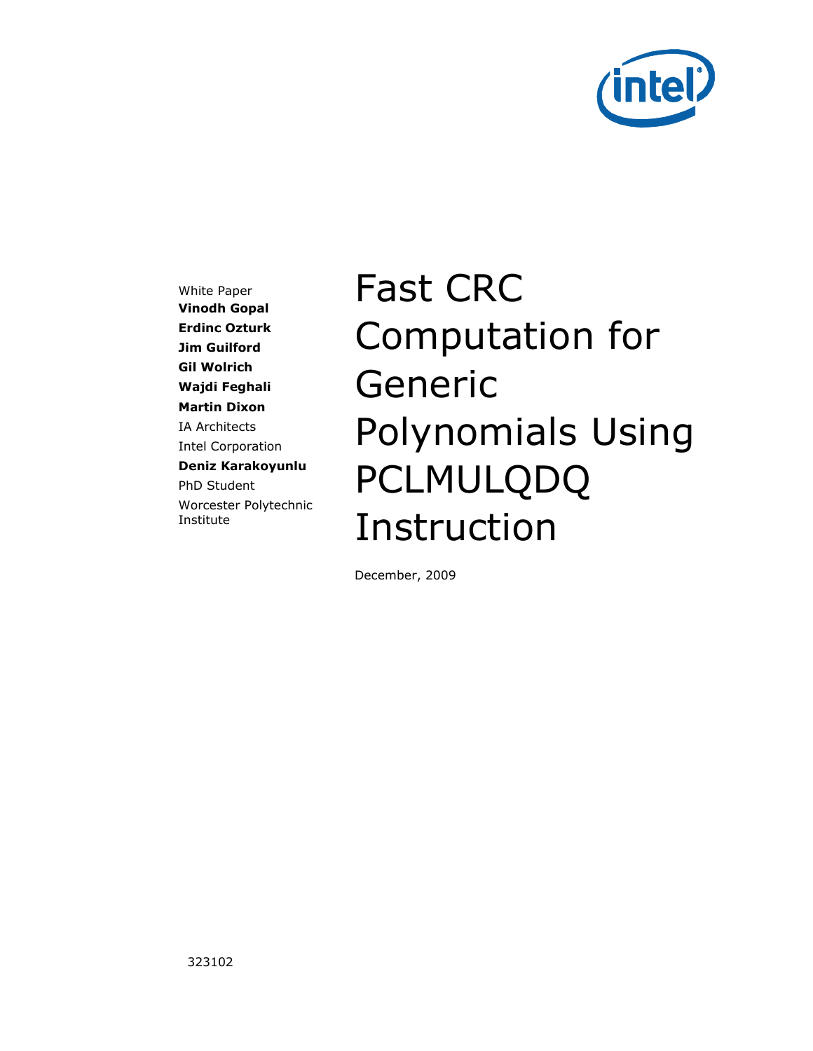# Fast CRC Computation for Generic Polynomials Using PCLMULQDQ Instruction

December, 2009

White Paper

**Vinodh Gopal**

**Erdinc Ozturk**

**Jim Guilford**

**Gil Wolrich**

**Wajdi Feghali**

**Martin Dixon**

IA Architects

Intel Corporation

**Deniz Karakoyunlu**

PhD Student

Worcester Polytechnic Institute

323102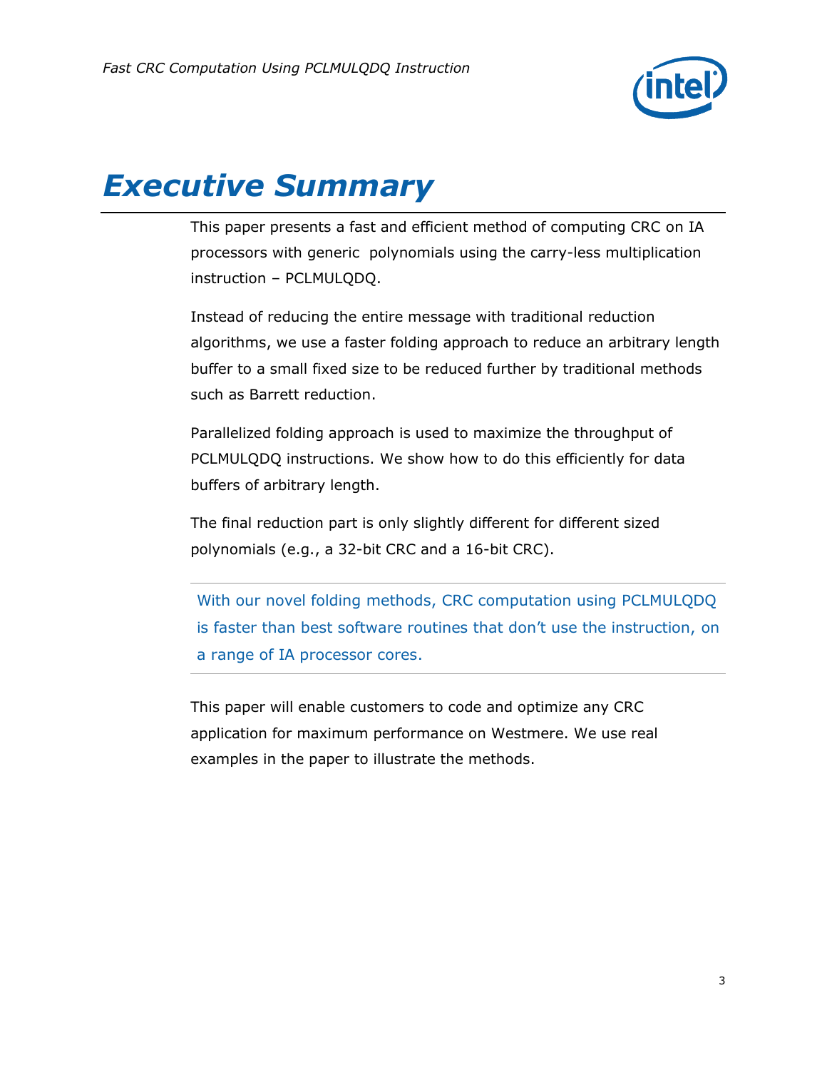# Executive Summary

This paper presents a fast and efficient method of computing CRC on IA processors with generic polynomials using the carry-less multiplication instruction – PCLMULQDQ.

Instead of reducing the entire message with traditional reduction algorithms, we use a faster folding approach to reduce an arbitrary length buffer to a small fixed size to be reduced further by traditional methods such as Barrett reduction.

Parallelized folding approach is used to maximize the throughput of PCLMULQDQ instructions. We show how to do this efficiently for data buffers of arbitrary length.

The final reduction part is only slightly different for different sized polynomials (e.g., a 32-bit CRC and a 16-bit CRC).

---

With our novel folding methods, CRC computation using PCLMULQDQ is faster than best software routines that don't use the instruction, on a range of IA processor cores.

---

This paper will enable customers to code and optimize any CRC application for maximum performance on Westmere. We use real examples in the paper to illustrate the methods.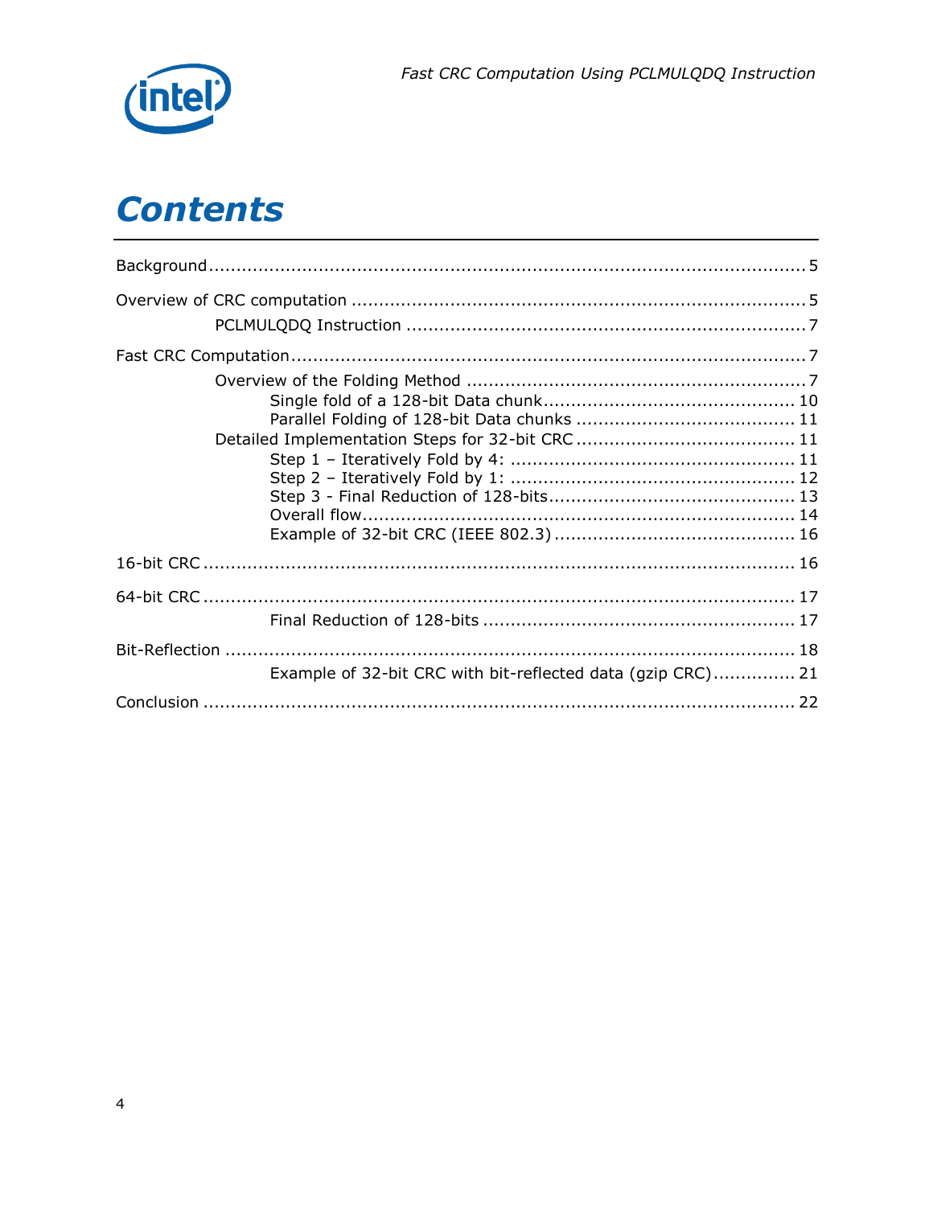# Contents

Background ........................................................................................................ 5

Overview of CRC computation ............................................................................. 5

  PCLMULQDQ Instruction ................................................................................ 7

Fast CRC Computation ........................................................................................ 7

  Overview of the Folding Method ...................................................................... 7

    Single fold of a 128-bit Data chunk ............................................................ 10

    Parallel Folding of 128-bit Data chunks ....................................................... 11

  Detailed Implementation Steps for 32-bit CRC ................................................ 11

    Step 1 – Iteratively Fold by 4: ................................................................... 11

    Step 2 – Iteratively Fold by 1: ................................................................... 12

    Step 3 - Final Reduction of 128-bits ........................................................... 13

    Overall flow ............................................................................................. 14

    Example of 32-bit CRC (IEEE 802.3) ........................................................... 16

16-bit CRC ........................................................................................................ 16

64-bit CRC ........................................................................................................ 17

    Final Reduction of 128-bits ........................................................................ 17

Bit-Reflection ..................................................................................................... 18

    Example of 32-bit CRC with bit-reflected data (gzip CRC) .............................. 21

Conclusion ........................................................................................................ 22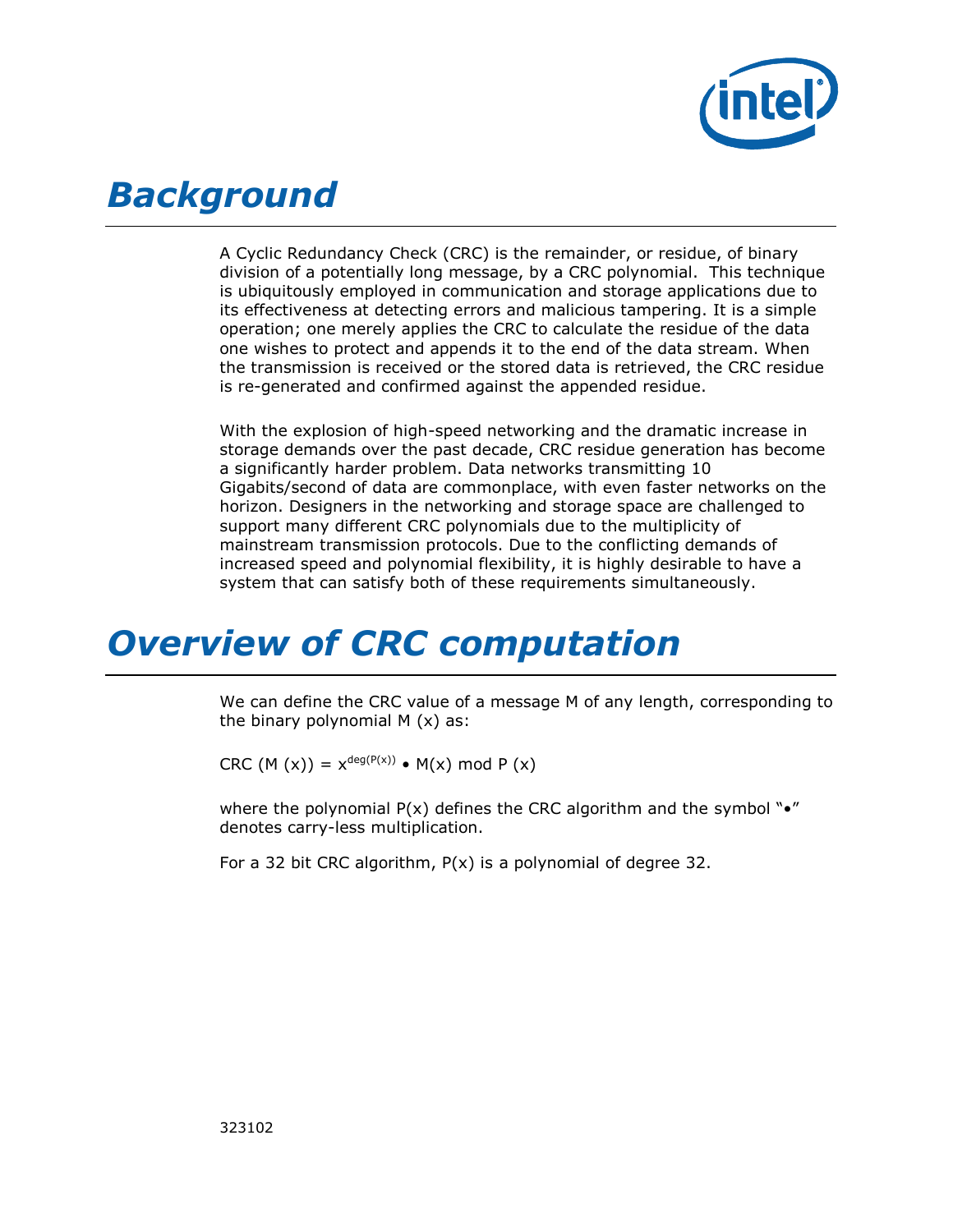# Background

A Cyclic Redundancy Check (CRC) is the remainder, or residue, of binary division of a potentially long message, by a CRC polynomial. This technique is ubiquitously employed in communication and storage applications due to its effectiveness at detecting errors and malicious tampering. It is a simple operation; one merely applies the CRC to calculate the residue of the data one wishes to protect and appends it to the end of the data stream. When the transmission is received or the stored data is retrieved, the CRC residue is re-generated and confirmed against the appended residue.

With the explosion of high-speed networking and the dramatic increase in storage demands over the past decade, CRC residue generation has become a significantly harder problem. Data networks transmitting 10 Gigabits/second of data are commonplace, with even faster networks on the horizon. Designers in the networking and storage space are challenged to support many different CRC polynomials due to the multiplicity of mainstream transmission protocols. Due to the conflicting demands of increased speed and polynomial flexibility, it is highly desirable to have a system that can satisfy both of these requirements simultaneously.

# Overview of CRC computation

We can define the CRC value of a message M of any length, corresponding to the binary polynomial M (x) as:

$$\text{CRC}(M(x)) = x^{\deg(P(x))} \bullet M(x) \bmod P(x)$$

where the polynomial P(x) defines the CRC algorithm and the symbol "•" denotes carry-less multiplication.

For a 32 bit CRC algorithm, P(x) is a polynomial of degree 32.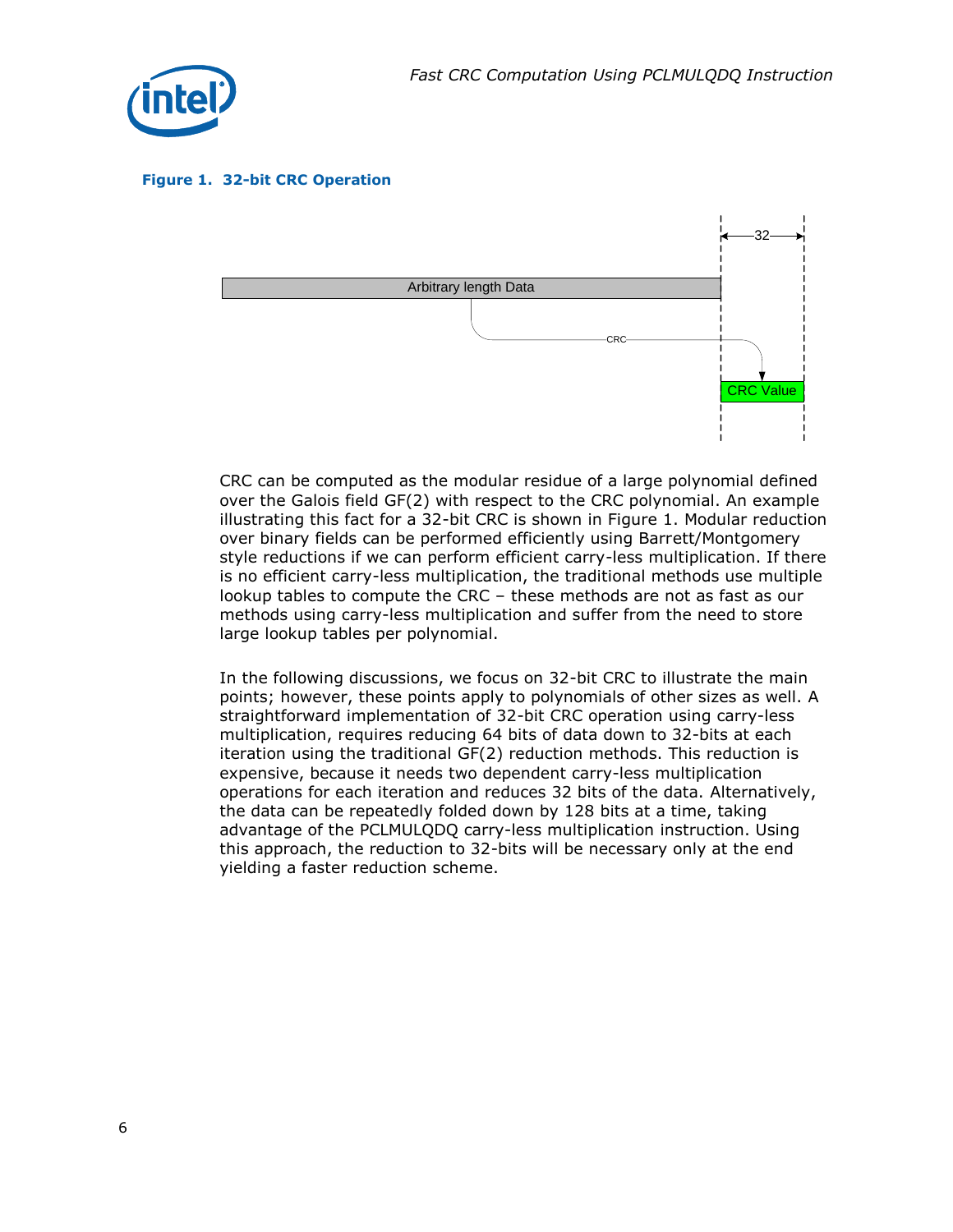**Figure 1. 32-bit CRC Operation**

CRC can be computed as the modular residue of a large polynomial defined over the Galois field GF(2) with respect to the CRC polynomial. An example illustrating this fact for a 32-bit CRC is shown in Figure 1. Modular reduction over binary fields can be performed efficiently using Barrett/Montgomery style reductions if we can perform efficient carry-less multiplication. If there is no efficient carry-less multiplication, the traditional methods use multiple lookup tables to compute the CRC – these methods are not as fast as our methods using carry-less multiplication and suffer from the need to store large lookup tables per polynomial.

In the following discussions, we focus on 32-bit CRC to illustrate the main points; however, these points apply to polynomials of other sizes as well. A straightforward implementation of 32-bit CRC operation using carry-less multiplication, requires reducing 64 bits of data down to 32-bits at each iteration using the traditional GF(2) reduction methods. This reduction is expensive, because it needs two dependent carry-less multiplication operations for each iteration and reduces 32 bits of the data. Alternatively, the data can be repeatedly folded down by 128 bits at a time, taking advantage of the PCLMULQDQ carry-less multiplication instruction. Using this approach, the reduction to 32-bits will be necessary only at the end yielding a faster reduction scheme.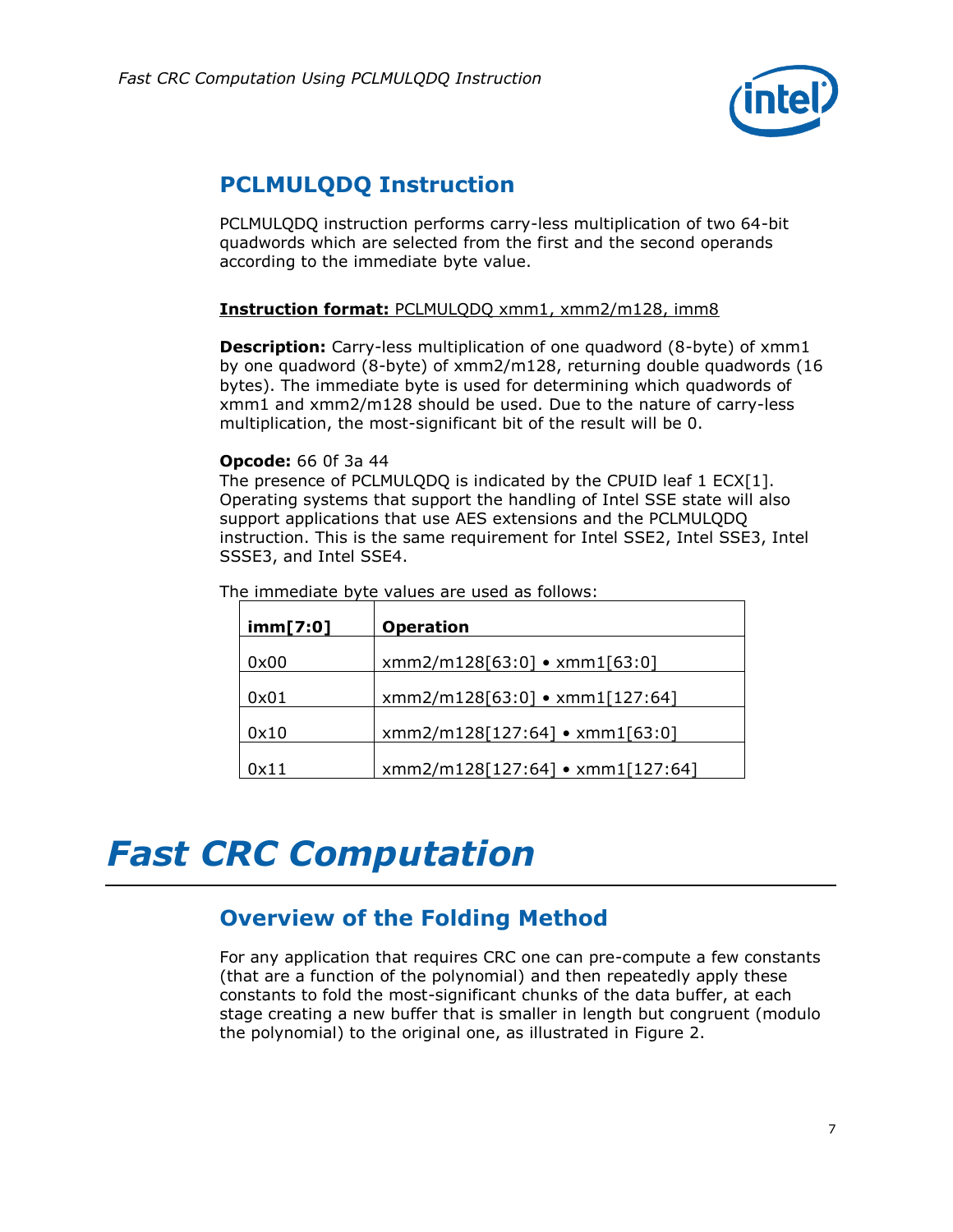## PCLMULQDQ Instruction

PCLMULQDQ instruction performs carry-less multiplication of two 64-bit quadwords which are selected from the first and the second operands according to the immediate byte value.

**Instruction format:** PCLMULQDQ xmm1, xmm2/m128, imm8

**Description:** Carry-less multiplication of one quadword (8-byte) of xmm1 by one quadword (8-byte) of xmm2/m128, returning double quadwords (16 bytes). The immediate byte is used for determining which quadwords of xmm1 and xmm2/m128 should be used. Due to the nature of carry-less multiplication, the most-significant bit of the result will be 0.

**Opcode:** 66 0f 3a 44

The presence of PCLMULQDQ is indicated by the CPUID leaf 1 ECX[1]. Operating systems that support the handling of Intel SSE state will also support applications that use AES extensions and the PCLMULQDQ instruction. This is the same requirement for Intel SSE2, Intel SSE3, Intel SSSE3, and Intel SSE4.

The immediate byte values are used as follows:

| imm[7:0] | Operation |
|---|---|
| 0x00 | xmm2/m128[63:0] • xmm1[63:0] |
| 0x01 | xmm2/m128[63:0] • xmm1[127:64] |
| 0x10 | xmm2/m128[127:64] • xmm1[63:0] |
| 0x11 | xmm2/m128[127:64] • xmm1[127:64] |

# *Fast CRC Computation*

## Overview of the Folding Method

For any application that requires CRC one can pre-compute a few constants (that are a function of the polynomial) and then repeatedly apply these constants to fold the most-significant chunks of the data buffer, at each stage creating a new buffer that is smaller in length but congruent (modulo the polynomial) to the original one, as illustrated in Figure 2.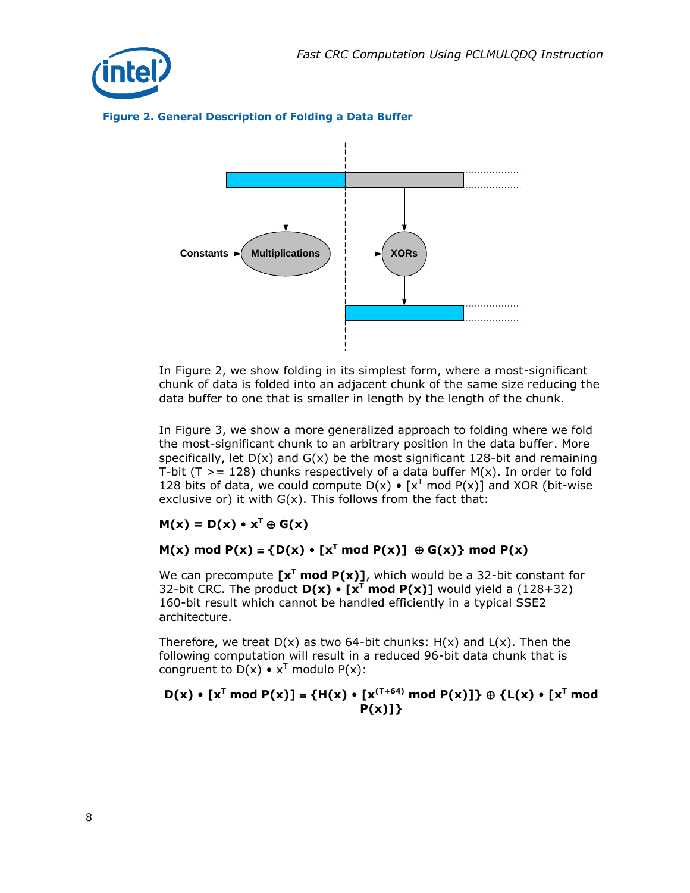**Figure 2. General Description of Folding a Data Buffer**

In Figure 2, we show folding in its simplest form, where a most-significant chunk of data is folded into an adjacent chunk of the same size reducing the data buffer to one that is smaller in length by the length of the chunk.

In Figure 3, we show a more generalized approach to folding where we fold the most-significant chunk to an arbitrary position in the data buffer. More specifically, let $D(x)$ and $G(x)$ be the most significant 128-bit and remaining T-bit ($T >= 128$) chunks respectively of a data buffer $M(x)$. In order to fold 128 bits of data, we could compute $D(x) \bullet [x^T \bmod P(x)]$ and XOR (bit-wise exclusive or) it with $G(x)$. This follows from the fact that:

$$\mathbf{M(x) = D(x) \bullet x^T \oplus G(x)}$$

$$\mathbf{M(x) \bmod P(x) \equiv \{D(x) \bullet [x^T \bmod P(x)] \oplus G(x)\} \bmod P(x)}$$

We can precompute $\mathbf{[x^T \bmod P(x)]}$, which would be a 32-bit constant for 32-bit CRC. The product $\mathbf{D(x) \bullet [x^T \bmod P(x)]}$ would yield a (128+32) 160-bit result which cannot be handled efficiently in a typical SSE2 architecture.

Therefore, we treat $D(x)$ as two 64-bit chunks: $H(x)$ and $L(x)$. Then the following computation will result in a reduced 96-bit data chunk that is congruent to $D(x) \bullet x^T$ modulo $P(x)$:

$$\mathbf{D(x) \bullet [x^T \bmod P(x)] \equiv \{H(x) \bullet [x^{(T+64)} \bmod P(x)]\} \oplus \{L(x) \bullet [x^T \bmod P(x)]\}}$$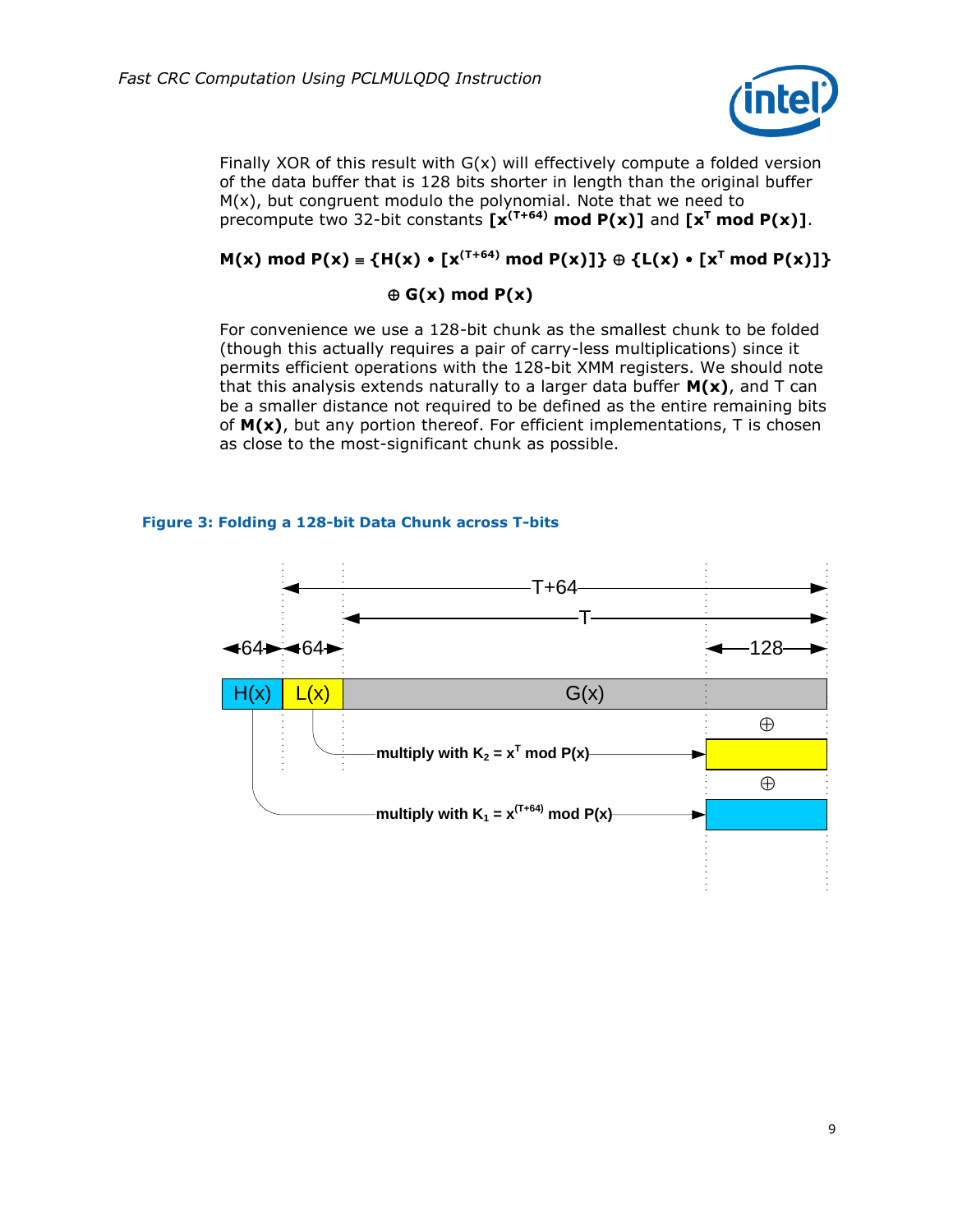Finally XOR of this result with G(x) will effectively compute a folded version of the data buffer that is 128 bits shorter in length than the original buffer M(x), but congruent modulo the polynomial. Note that we need to precompute two 32-bit constants $[x^{(T+64)} \bmod P(x)]$ and $[x^T \bmod P(x)]$.

$$\mathbf{M(x) \bmod P(x) \equiv \{H(x) \bullet [x^{(T+64)} \bmod P(x)]\} \oplus \{L(x) \bullet [x^T \bmod P(x)]\} \oplus G(x) \bmod P(x)}$$

For convenience we use a 128-bit chunk as the smallest chunk to be folded (though this actually requires a pair of carry-less multiplications) since it permits efficient operations with the 128-bit XMM registers. We should note that this analysis extends naturally to a larger data buffer **M(x)**, and T can be a smaller distance not required to be defined as the entire remaining bits of **M(x)**, but any portion thereof. For efficient implementations, T is chosen as close to the most-significant chunk as possible.

**Figure 3: Folding a 128-bit Data Chunk across T-bits**

T+64

T

64 64 128

H(x) L(x) G(x)

⊕

multiply with $K_2 = x^T \bmod P(x)$

⊕

multiply with $K_1 = x^{(T+64)} \bmod P(x)$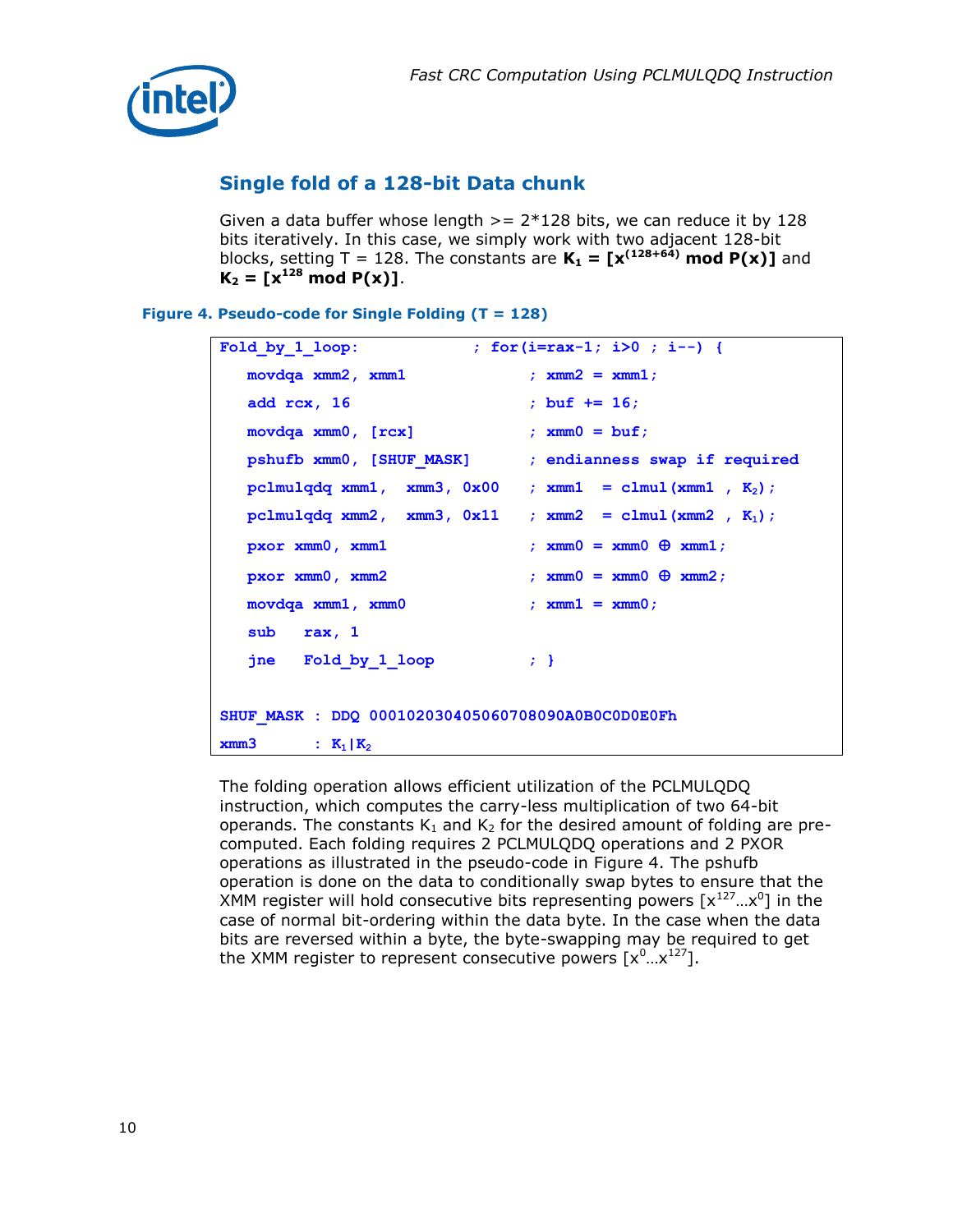## Single fold of a 128-bit Data chunk

Given a data buffer whose length >= 2*128 bits, we can reduce it by 128 bits iteratively. In this case, we simply work with two adjacent 128-bit blocks, setting T = 128. The constants are $\mathbf{K_1 = [x^{(128+64)} \bmod P(x)]}$ and $\mathbf{K_2 = [x^{128} \bmod P(x)]}$.

**Figure 4. Pseudo-code for Single Folding (T = 128)**

```
Fold_by_1_loop:              ; for(i=rax-1; i>0 ; i--) {
   movdqa xmm2, xmm1              ; xmm2 = xmm1;
   add rcx, 16                    ; buf += 16;
   movdqa xmm0, [rcx]             ; xmm0 = buf;
   pshufb xmm0, [SHUF_MASK]       ; endianness swap if required
   pclmulqdq xmm1,  xmm3, 0x00    ; xmm1  = clmul(xmm1 , K2);
   pclmulqdq xmm2,  xmm3, 0x11    ; xmm2  = clmul(xmm2 , K1);
   pxor xmm0, xmm1                ; xmm0 = xmm0 ⊕ xmm1;
   pxor xmm0, xmm2                ; xmm0 = xmm0 ⊕ xmm2;
   movdqa xmm1, xmm0              ; xmm1 = xmm0;
   sub   rax, 1
   jne   Fold_by_1_loop           ; }

SHUF_MASK : DDQ 000102030405060708090A0B0C0D0E0Fh
xmm3      : K1|K2
```

The folding operation allows efficient utilization of the PCLMULQDQ instruction, which computes the carry-less multiplication of two 64-bit operands. The constants $K_1$ and $K_2$ for the desired amount of folding are pre-computed. Each folding requires 2 PCLMULQDQ operations and 2 PXOR operations as illustrated in the pseudo-code in Figure 4. The pshufb operation is done on the data to conditionally swap bytes to ensure that the XMM register will hold consecutive bits representing powers $[x^{127} \ldots x^{0}]$ in the case of normal bit-ordering within the data byte. In the case when the data bits are reversed within a byte, the byte-swapping may be required to get the XMM register to represent consecutive powers $[x^{0} \ldots x^{127}]$.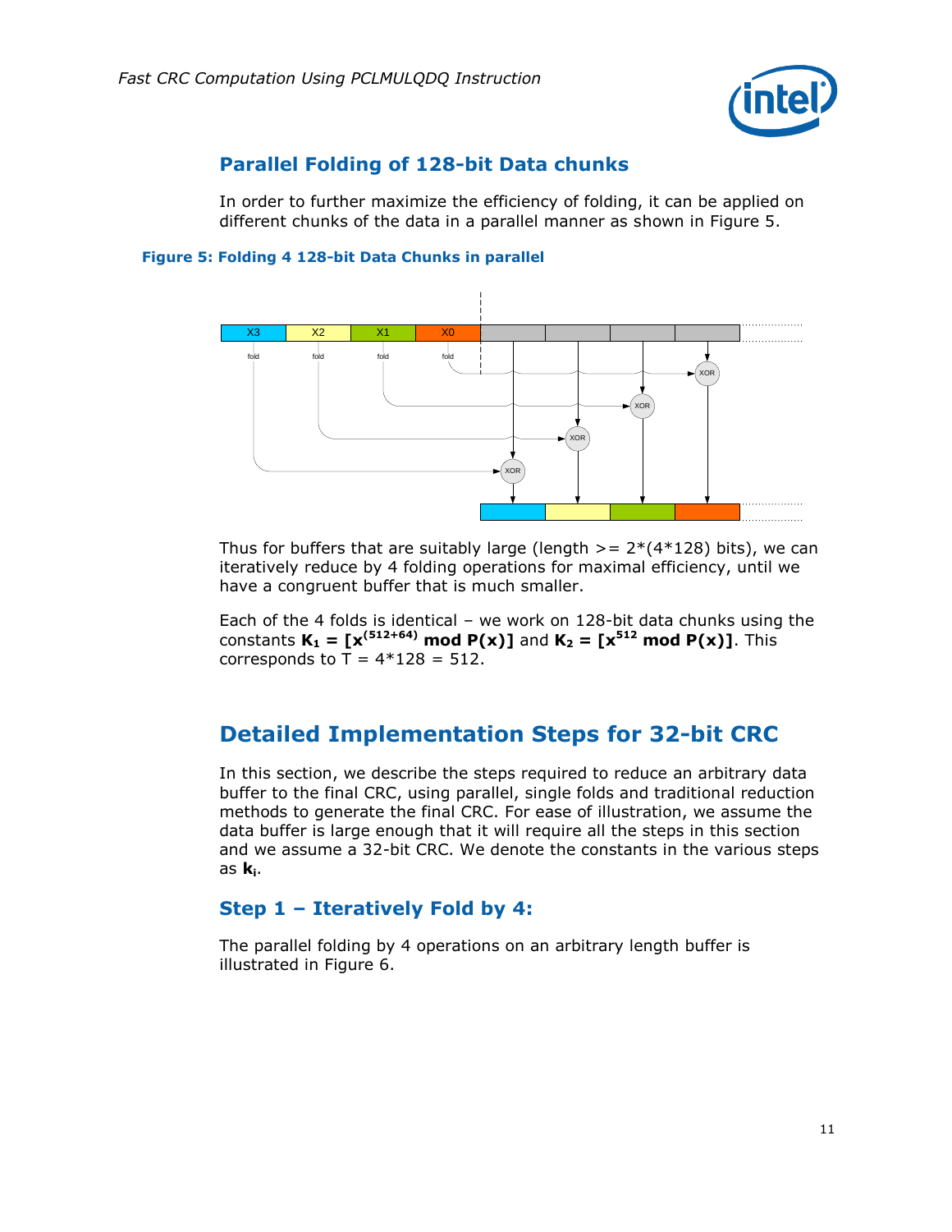## Parallel Folding of 128-bit Data chunks

In order to further maximize the efficiency of folding, it can be applied on different chunks of the data in a parallel manner as shown in Figure 5.

**Figure 5: Folding 4 128-bit Data Chunks in parallel**

Thus for buffers that are suitably large (length >= 2*(4*128) bits), we can iteratively reduce by 4 folding operations for maximal efficiency, until we have a congruent buffer that is much smaller.

Each of the 4 folds is identical – we work on 128-bit data chunks using the constants $\mathbf{K_1 = [x^{(512+64)} \bmod P(x)]}$ and $\mathbf{K_2 = [x^{512} \bmod P(x)]}$. This corresponds to T = 4*128 = 512.

# Detailed Implementation Steps for 32-bit CRC

In this section, we describe the steps required to reduce an arbitrary data buffer to the final CRC, using parallel, single folds and traditional reduction methods to generate the final CRC. For ease of illustration, we assume the data buffer is large enough that it will require all the steps in this section and we assume a 32-bit CRC. We denote the constants in the various steps as $\mathbf{k_i}$.

## Step 1 – Iteratively Fold by 4:

The parallel folding by 4 operations on an arbitrary length buffer is illustrated in Figure 6.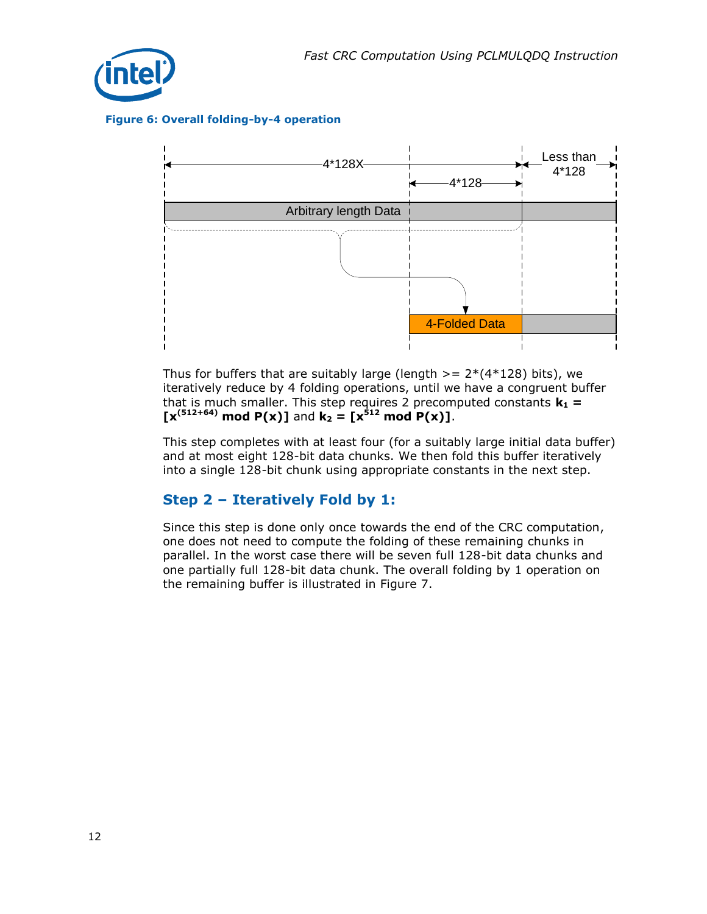**Figure 6: Overall folding-by-4 operation**

Thus for buffers that are suitably large (length >= 2*(4*128) bits), we iteratively reduce by 4 folding operations, until we have a congruent buffer that is much smaller. This step requires 2 precomputed constants $\mathbf{k_1 = [x^{(512+64)} \bmod P(x)]}$ and $\mathbf{k_2 = [x^{512} \bmod P(x)]}$.

This step completes with at least four (for a suitably large initial data buffer) and at most eight 128-bit data chunks. We then fold this buffer iteratively into a single 128-bit chunk using appropriate constants in the next step.

## Step 2 – Iteratively Fold by 1:

Since this step is done only once towards the end of the CRC computation, one does not need to compute the folding of these remaining chunks in parallel. In the worst case there will be seven full 128-bit data chunks and one partially full 128-bit data chunk. The overall folding by 1 operation on the remaining buffer is illustrated in Figure 7.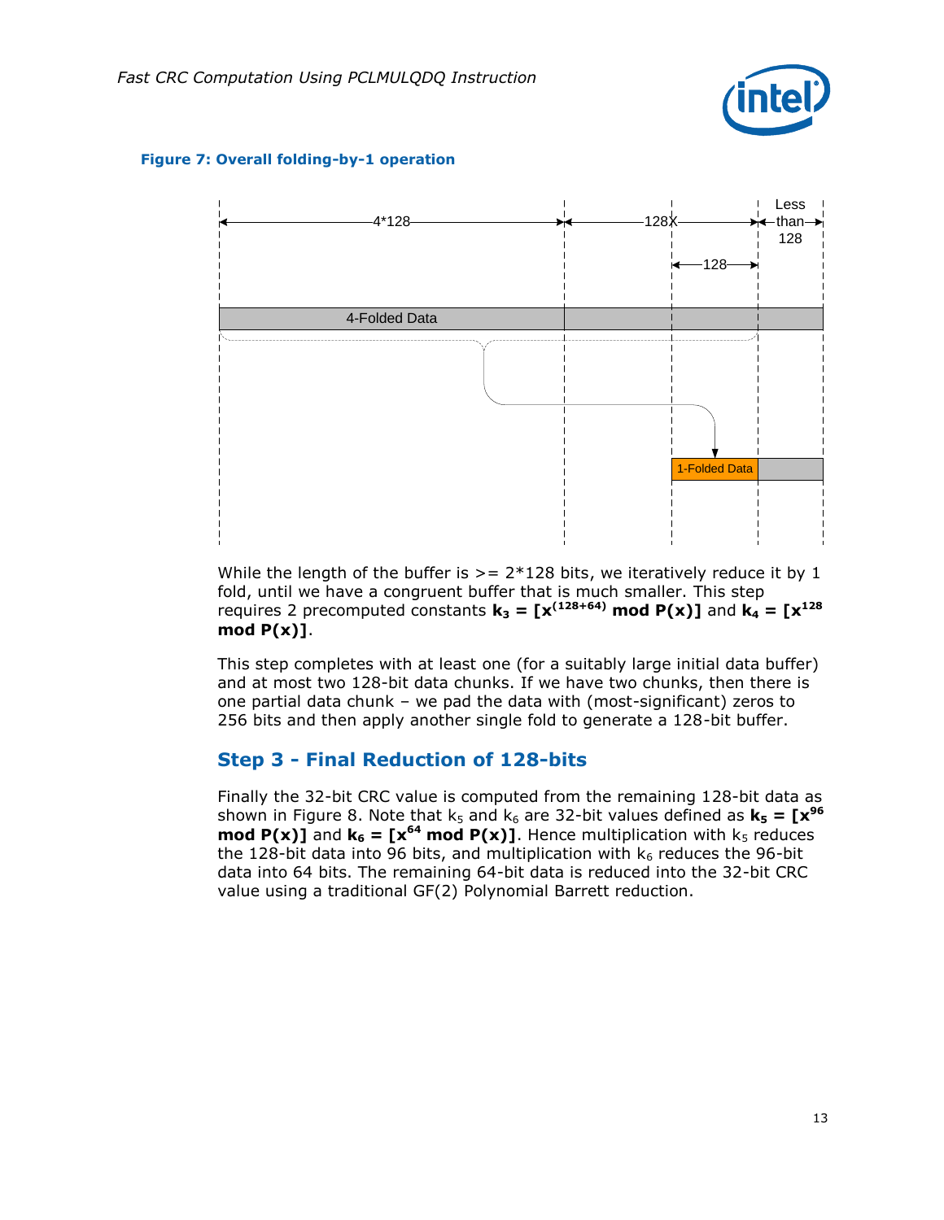**Figure 7: Overall folding-by-1 operation**

While the length of the buffer is >= 2*128 bits, we iteratively reduce it by 1 fold, until we have a congruent buffer that is much smaller. This step requires 2 precomputed constants $\mathbf{k_3 = [x^{(128+64)} \bmod P(x)]}$ and $\mathbf{k_4 = [x^{128} \bmod P(x)]}$.

This step completes with at least one (for a suitably large initial data buffer) and at most two 128-bit data chunks. If we have two chunks, then there is one partial data chunk – we pad the data with (most-significant) zeros to 256 bits and then apply another single fold to generate a 128-bit buffer.

## Step 3 - Final Reduction of 128-bits

Finally the 32-bit CRC value is computed from the remaining 128-bit data as shown in Figure 8. Note that $k_5$ and $k_6$ are 32-bit values defined as $\mathbf{k_5 = [x^{96} \bmod P(x)]}$ and $\mathbf{k_6 = [x^{64} \bmod P(x)]}$. Hence multiplication with $k_5$ reduces the 128-bit data into 96 bits, and multiplication with $k_6$ reduces the 96-bit data into 64 bits. The remaining 64-bit data is reduced into the 32-bit CRC value using a traditional GF(2) Polynomial Barrett reduction.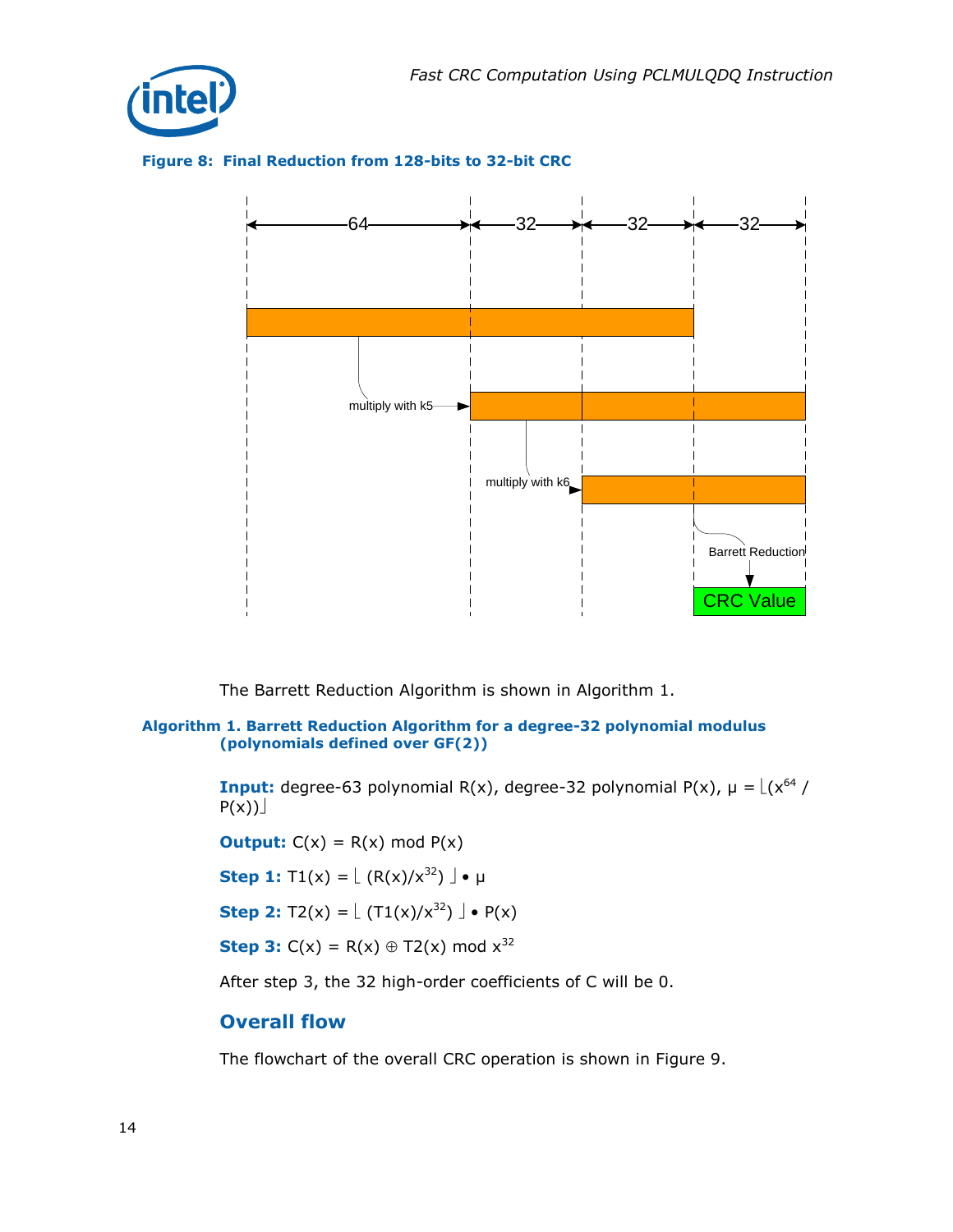**Figure 8: Final Reduction from 128-bits to 32-bit CRC**

The Barrett Reduction Algorithm is shown in Algorithm 1.

**Algorithm 1. Barrett Reduction Algorithm for a degree-32 polynomial modulus (polynomials defined over GF(2))**

**Input:** degree-63 polynomial R(x), degree-32 polynomial P(x), $\mu = \lfloor (x^{64} / P(x)) \rfloor$

**Output:** C(x) = R(x) mod P(x)

**Step 1:** $T1(x) = \lfloor (R(x)/x^{32}) \rfloor \bullet \mu$

**Step 2:** $T2(x) = \lfloor (T1(x)/x^{32}) \rfloor \bullet P(x)$

**Step 3:** $C(x) = R(x) \oplus T2(x) \bmod x^{32}$

After step 3, the 32 high-order coefficients of C will be 0.

## Overall flow

The flowchart of the overall CRC operation is shown in Figure 9.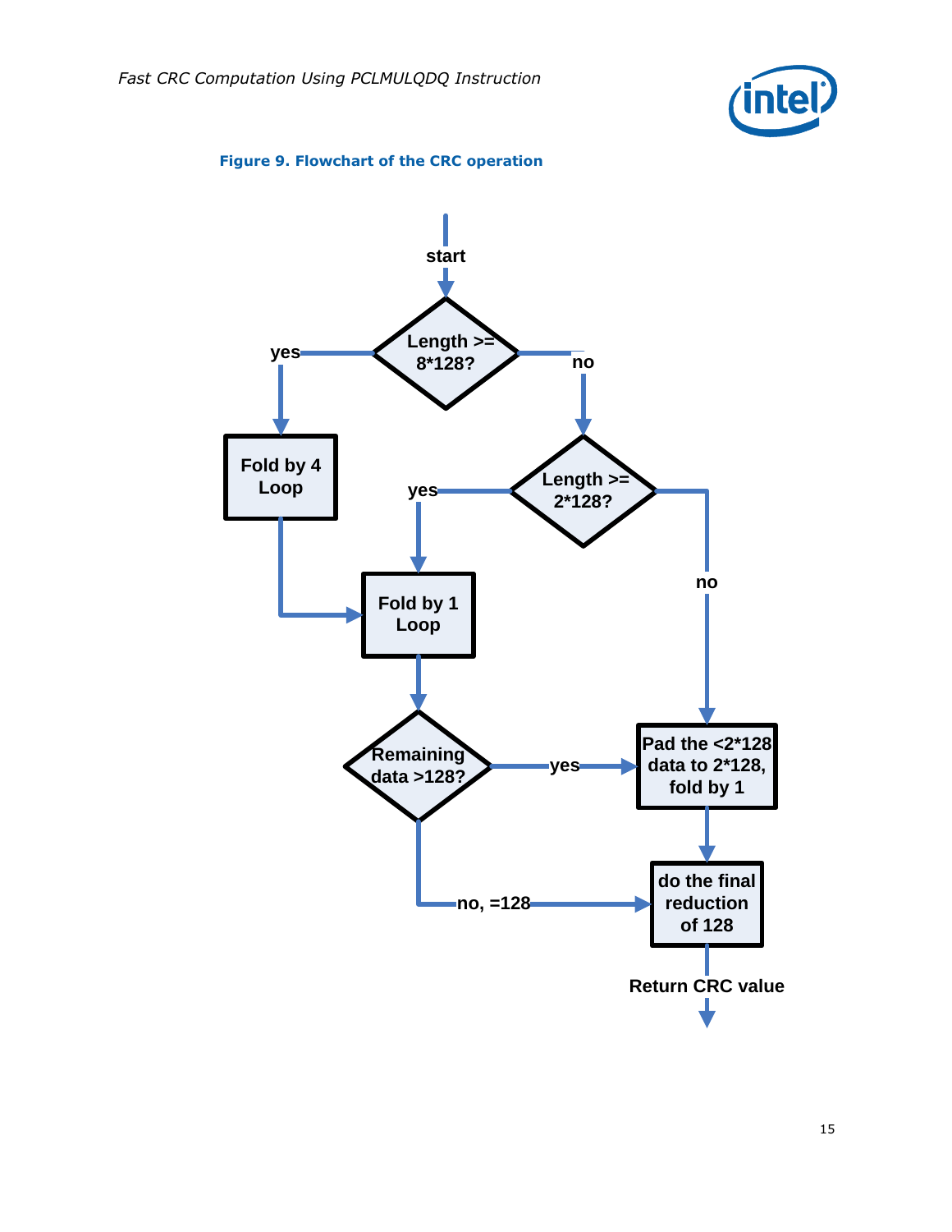**Figure 9. Flowchart of the CRC operation**

start

Length >= 8*128?

yes → Fold by 4 Loop → Fold by 1 Loop

no → Length >= 2*128?

yes → Fold by 1 Loop

no → Pad the <2*128 data to 2*128, fold by 1

Fold by 1 Loop → Remaining data >128?

yes → Pad the <2*128 data to 2*128, fold by 1

no, =128 → do the final reduction of 128

Pad the <2*128 data to 2*128, fold by 1 → do the final reduction of 128

Return CRC value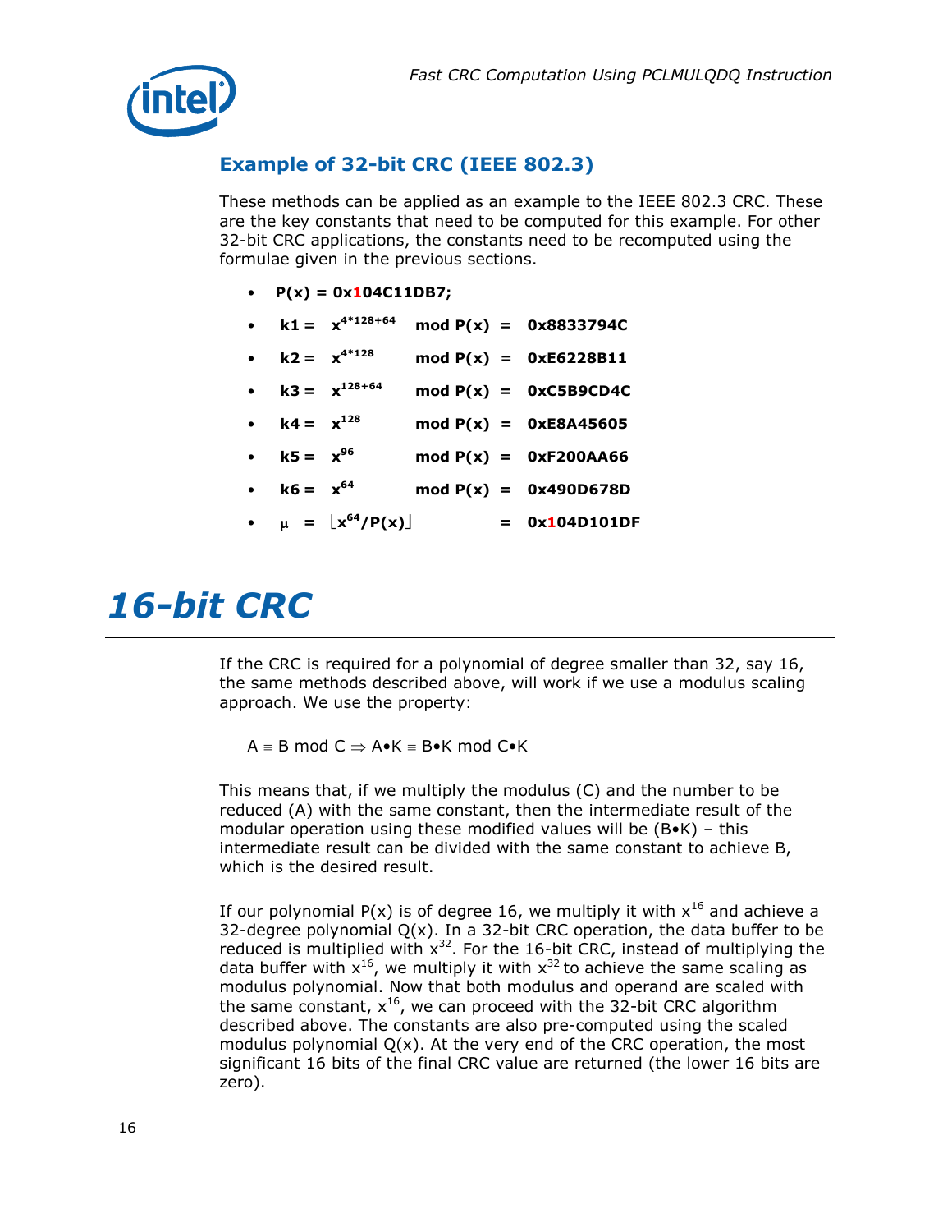## Example of 32-bit CRC (IEEE 802.3)

These methods can be applied as an example to the IEEE 802.3 CRC. These are the key constants that need to be computed for this example. For other 32-bit CRC applications, the constants need to be recomputed using the formulae given in the previous sections.

- **P(x) = 0x104C11DB7;**
- **k1 =** $x^{4*128+64}$ **mod P(x) = 0x8833794C**
- **k2 =** $x^{4*128}$ **mod P(x) = 0xE6228B11**
- **k3 =** $x^{128+64}$ **mod P(x) = 0xC5B9CD4C**
- **k4 =** $x^{128}$ **mod P(x) = 0xE8A45605**
- **k5 =** $x^{96}$ **mod P(x) = 0xF200AA66**
- **k6 =** $x^{64}$ **mod P(x) = 0x490D678D**
- $\mu = \lfloor x^{64}/P(x) \rfloor$ **= 0x104D101DF**

# *16-bit CRC*

If the CRC is required for a polynomial of degree smaller than 32, say 16, the same methods described above, will work if we use a modulus scaling approach. We use the property:

$$A \equiv B \bmod C \Rightarrow A \bullet K \equiv B \bullet K \bmod C \bullet K$$

This means that, if we multiply the modulus (C) and the number to be reduced (A) with the same constant, then the intermediate result of the modular operation using these modified values will be (B•K) – this intermediate result can be divided with the same constant to achieve B, which is the desired result.

If our polynomial P(x) is of degree 16, we multiply it with $x^{16}$ and achieve a 32-degree polynomial Q(x). In a 32-bit CRC operation, the data buffer to be reduced is multiplied with $x^{32}$. For the 16-bit CRC, instead of multiplying the data buffer with $x^{16}$, we multiply it with $x^{32}$ to achieve the same scaling as modulus polynomial. Now that both modulus and operand are scaled with the same constant, $x^{16}$, we can proceed with the 32-bit CRC algorithm described above. The constants are also pre-computed using the scaled modulus polynomial Q(x). At the very end of the CRC operation, the most significant 16 bits of the final CRC value are returned (the lower 16 bits are zero).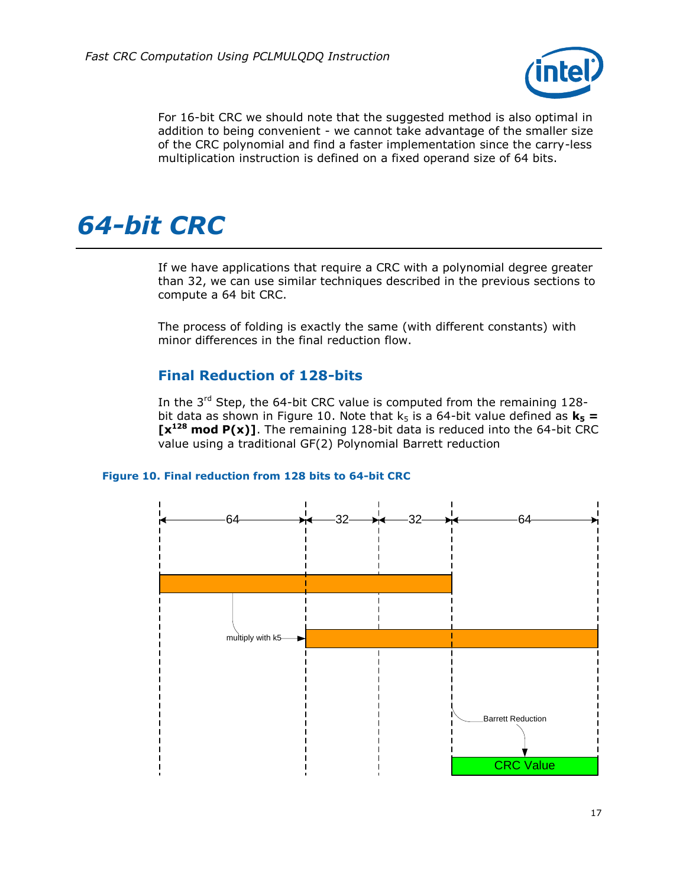For 16-bit CRC we should note that the suggested method is also optimal in addition to being convenient - we cannot take advantage of the smaller size of the CRC polynomial and find a faster implementation since the carry-less multiplication instruction is defined on a fixed operand size of 64 bits.

# 64-bit CRC

If we have applications that require a CRC with a polynomial degree greater than 32, we can use similar techniques described in the previous sections to compute a 64 bit CRC.

The process of folding is exactly the same (with different constants) with minor differences in the final reduction flow.

## Final Reduction of 128-bits

In the 3rd Step, the 64-bit CRC value is computed from the remaining 128-bit data as shown in Figure 10. Note that $k_5$ is a 64-bit value defined as $\mathbf{k_5 = [x^{128} \bmod P(x)]}$. The remaining 128-bit data is reduced into the 64-bit CRC value using a traditional GF(2) Polynomial Barrett reduction

**Figure 10. Final reduction from 128 bits to 64-bit CRC**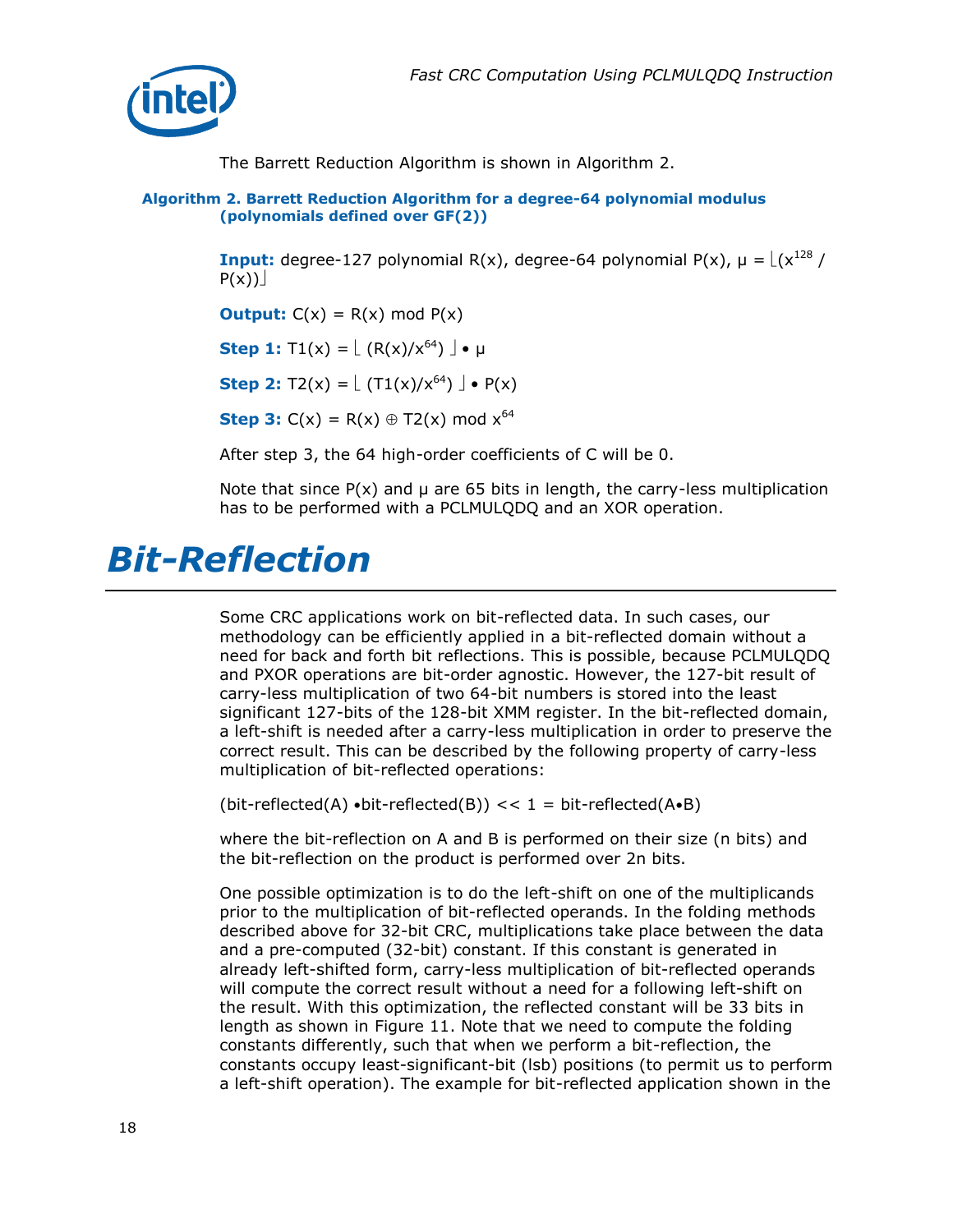The Barrett Reduction Algorithm is shown in Algorithm 2.

**Algorithm 2. Barrett Reduction Algorithm for a degree-64 polynomial modulus (polynomials defined over GF(2))**

**Input:** degree-127 polynomial R(x), degree-64 polynomial P(x), $\mu = \lfloor(x^{128} / P(x))\rfloor$

**Output:** C(x) = R(x) mod P(x)

**Step 1:** $T1(x) = \lfloor (R(x)/x^{64}) \rfloor \bullet \mu$

**Step 2:** $T2(x) = \lfloor (T1(x)/x^{64}) \rfloor \bullet P(x)$

**Step 3:** $C(x) = R(x) \oplus T2(x) \bmod x^{64}$

After step 3, the 64 high-order coefficients of C will be 0.

Note that since P(x) and μ are 65 bits in length, the carry-less multiplication has to be performed with a PCLMULQDQ and an XOR operation.

# Bit-Reflection

Some CRC applications work on bit-reflected data. In such cases, our methodology can be efficiently applied in a bit-reflected domain without a need for back and forth bit reflections. This is possible, because PCLMULQDQ and PXOR operations are bit-order agnostic. However, the 127-bit result of carry-less multiplication of two 64-bit numbers is stored into the least significant 127-bits of the 128-bit XMM register. In the bit-reflected domain, a left-shift is needed after a carry-less multiplication in order to preserve the correct result. This can be described by the following property of carry-less multiplication of bit-reflected operations:

(bit-reflected(A) •bit-reflected(B)) << 1 = bit-reflected(A•B)

where the bit-reflection on A and B is performed on their size (n bits) and the bit-reflection on the product is performed over 2n bits.

One possible optimization is to do the left-shift on one of the multiplicands prior to the multiplication of bit-reflected operands. In the folding methods described above for 32-bit CRC, multiplications take place between the data and a pre-computed (32-bit) constant. If this constant is generated in already left-shifted form, carry-less multiplication of bit-reflected operands will compute the correct result without a need for a following left-shift on the result. With this optimization, the reflected constant will be 33 bits in length as shown in Figure 11. Note that we need to compute the folding constants differently, such that when we perform a bit-reflection, the constants occupy least-significant-bit (lsb) positions (to permit us to perform a left-shift operation). The example for bit-reflected application shown in the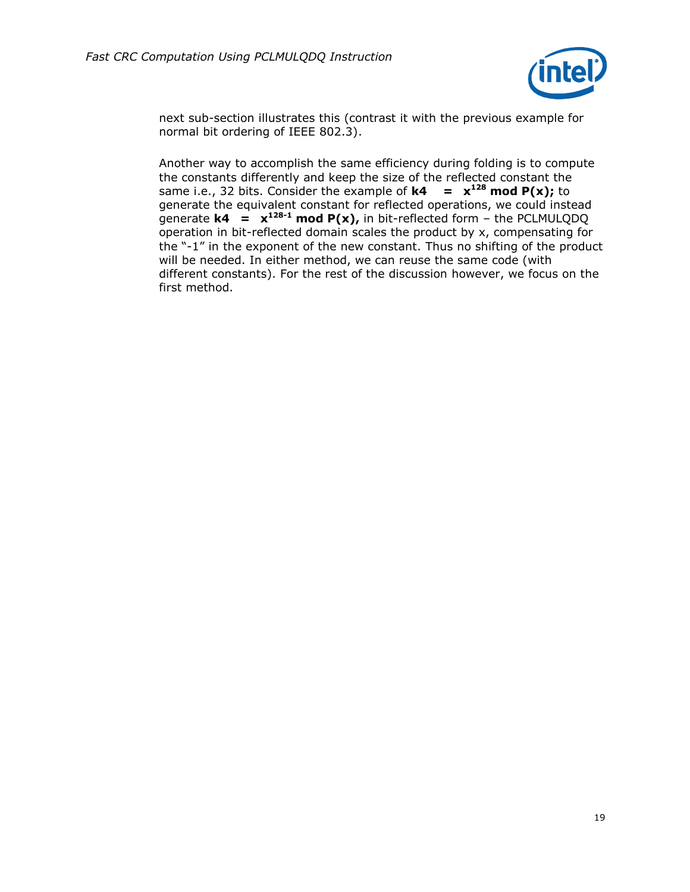next sub-section illustrates this (contrast it with the previous example for normal bit ordering of IEEE 802.3).

Another way to accomplish the same efficiency during folding is to compute the constants differently and keep the size of the reflected constant the same i.e., 32 bits. Consider the example of **k4 = $x^{128}$ mod P(x);** to generate the equivalent constant for reflected operations, we could instead generate **k4 = $x^{128-1}$ mod P(x),** in bit-reflected form – the PCLMULQDQ operation in bit-reflected domain scales the product by x, compensating for the "-1" in the exponent of the new constant. Thus no shifting of the product will be needed. In either method, we can reuse the same code (with different constants). For the rest of the discussion however, we focus on the first method.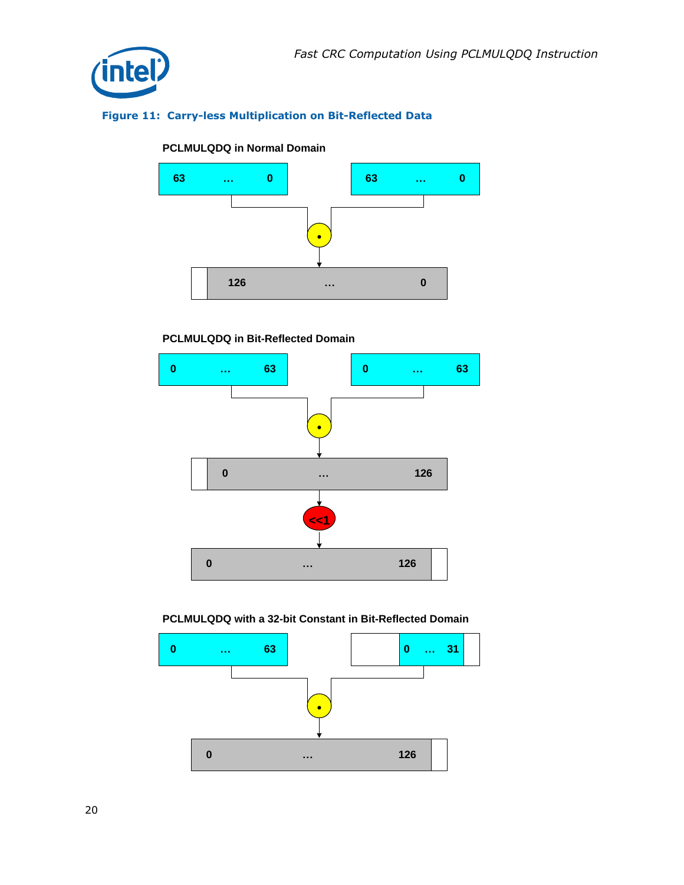**Figure 11: Carry-less Multiplication on Bit-Reflected Data**

**PCLMULQDQ in Normal Domain**

63 … 0 | 63 … 0

126 … 0

**PCLMULQDQ in Bit-Reflected Domain**

0 … 63 | 0 … 63

0 … 126

<<1

0 … 126

**PCLMULQDQ with a 32-bit Constant in Bit-Reflected Domain**

0 … 63 | 0 … 31

0 … 126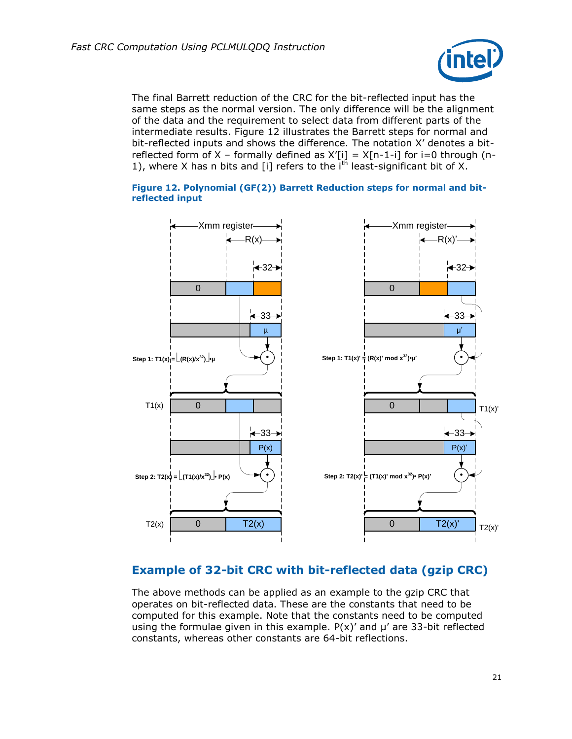The final Barrett reduction of the CRC for the bit-reflected input has the same steps as the normal version. The only difference will be the alignment of the data and the requirement to select data from different parts of the intermediate results. Figure 12 illustrates the Barrett steps for normal and bit-reflected inputs and shows the difference. The notation X' denotes a bit-reflected form of X – formally defined as $X'[i] = X[n-1-i]$ for i=0 through (n-1), where X has n bits and [i] refers to the $i^{th}$ least-significant bit of X.

**Figure 12. Polynomial (GF(2)) Barrett Reduction steps for normal and bit-reflected input**

Step 1: $T1(x) = \lfloor (R(x)/x^{32}) \rfloor \cdot \mu$

Step 2: $T2(x) = \lfloor (T1(x)/x^{32}) \rfloor \cdot P(x)$

Step 1: $T1(x)' = (R(x)' \bmod x^{32}) \cdot \mu'$

Step 2: $T2(x)' = (T1(x)' \bmod x^{32}) \cdot P(x)'$

## Example of 32-bit CRC with bit-reflected data (gzip CRC)

The above methods can be applied as an example to the gzip CRC that operates on bit-reflected data. These are the constants that need to be computed for this example. Note that the constants need to be computed using the formulae given in this example. P(x)' and μ' are 33-bit reflected constants, whereas other constants are 64-bit reflections.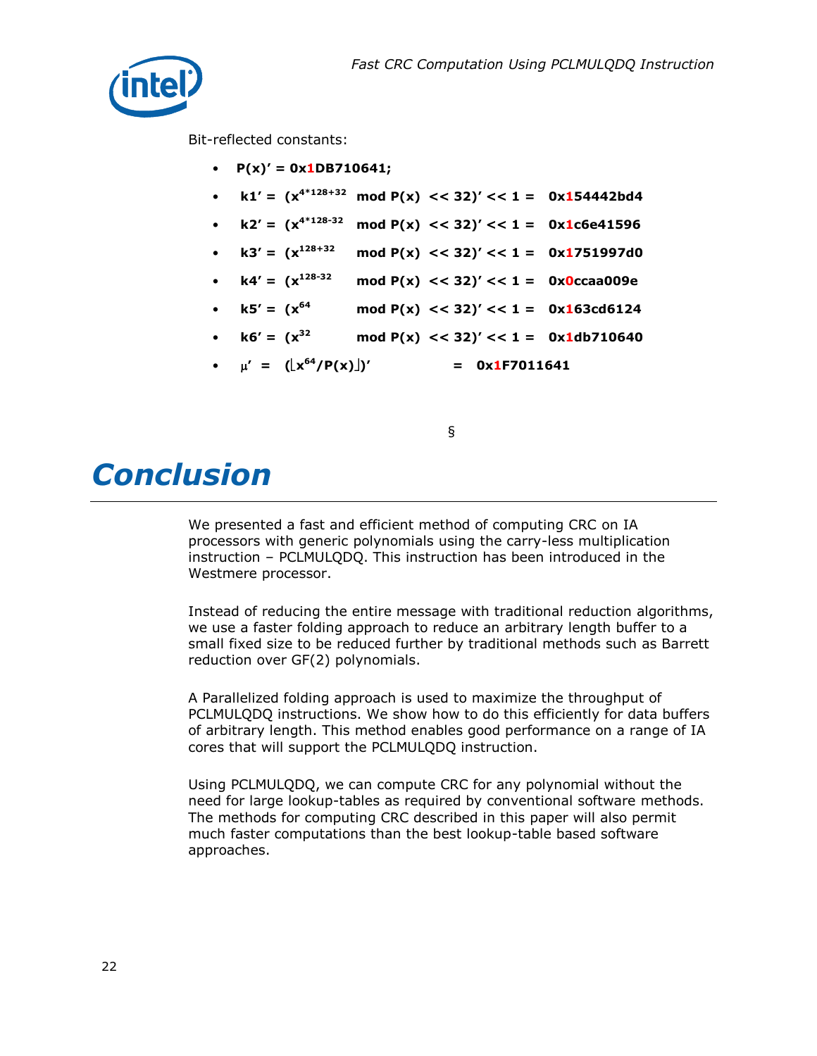Bit-reflected constants:

- **$P(x)'$ = 0x1DB710641;**
- **$k1' = (x^{4*128+32}$ mod $P(x)$ << 32$)'$ << 1 = 0x154442bd4**
- **$k2' = (x^{4*128-32}$ mod $P(x)$ << 32$)'$ << 1 = 0x1c6e41596**
- **$k3' = (x^{128+32}$ mod $P(x)$ << 32$)'$ << 1 = 0x1751997d0**
- **$k4' = (x^{128-32}$ mod $P(x)$ << 32$)'$ << 1 = 0x0ccaa009e**
- **$k5' = (x^{64}$ mod $P(x)$ << 32$)'$ << 1 = 0x163cd6124**
- **$k6' = (x^{32}$ mod $P(x)$ << 32$)'$ << 1 = 0x1db710640**
- **$\mu' = (\lfloor x^{64}/P(x) \rfloor)'$ = 0x1F7011641**

§

# Conclusion

We presented a fast and efficient method of computing CRC on IA processors with generic polynomials using the carry-less multiplication instruction – PCLMULQDQ. This instruction has been introduced in the Westmere processor.

Instead of reducing the entire message with traditional reduction algorithms, we use a faster folding approach to reduce an arbitrary length buffer to a small fixed size to be reduced further by traditional methods such as Barrett reduction over GF(2) polynomials.

A Parallelized folding approach is used to maximize the throughput of PCLMULQDQ instructions. We show how to do this efficiently for data buffers of arbitrary length. This method enables good performance on a range of IA cores that will support the PCLMULQDQ instruction.

Using PCLMULQDQ, we can compute CRC for any polynomial without the need for large lookup-tables as required by conventional software methods. The methods for computing CRC described in this paper will also permit much faster computations than the best lookup-table based software approaches.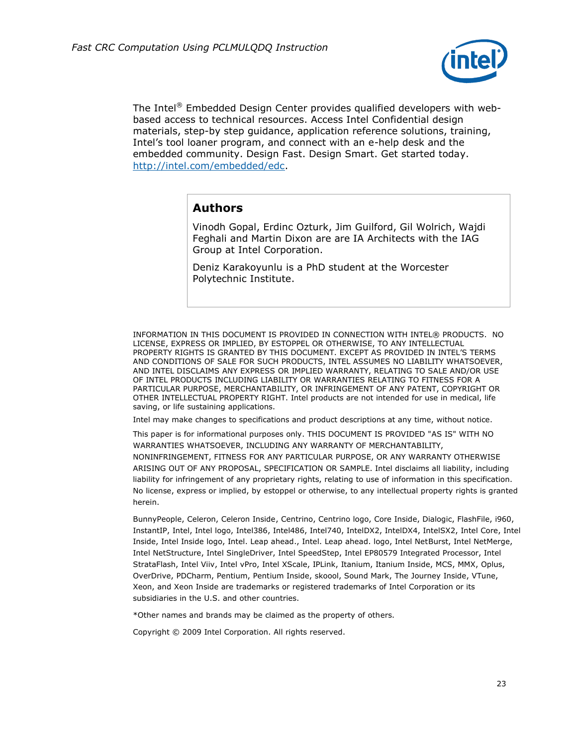The Intel® Embedded Design Center provides qualified developers with web-based access to technical resources. Access Intel Confidential design materials, step-by step guidance, application reference solutions, training, Intel's tool loaner program, and connect with an e-help desk and the embedded community. Design Fast. Design Smart. Get started today. http://intel.com/embedded/edc.

## Authors

Vinodh Gopal, Erdinc Ozturk, Jim Guilford, Gil Wolrich, Wajdi Feghali and Martin Dixon are are IA Architects with the IAG Group at Intel Corporation.

Deniz Karakoyunlu is a PhD student at the Worcester Polytechnic Institute.

INFORMATION IN THIS DOCUMENT IS PROVIDED IN CONNECTION WITH INTEL® PRODUCTS. NO LICENSE, EXPRESS OR IMPLIED, BY ESTOPPEL OR OTHERWISE, TO ANY INTELLECTUAL PROPERTY RIGHTS IS GRANTED BY THIS DOCUMENT. EXCEPT AS PROVIDED IN INTEL'S TERMS AND CONDITIONS OF SALE FOR SUCH PRODUCTS, INTEL ASSUMES NO LIABILITY WHATSOEVER, AND INTEL DISCLAIMS ANY EXPRESS OR IMPLIED WARRANTY, RELATING TO SALE AND/OR USE OF INTEL PRODUCTS INCLUDING LIABILITY OR WARRANTIES RELATING TO FITNESS FOR A PARTICULAR PURPOSE, MERCHANTABILITY, OR INFRINGEMENT OF ANY PATENT, COPYRIGHT OR OTHER INTELLECTUAL PROPERTY RIGHT. Intel products are not intended for use in medical, life saving, or life sustaining applications.

Intel may make changes to specifications and product descriptions at any time, without notice.

This paper is for informational purposes only. THIS DOCUMENT IS PROVIDED "AS IS" WITH NO WARRANTIES WHATSOEVER, INCLUDING ANY WARRANTY OF MERCHANTABILITY, NONINFRINGEMENT, FITNESS FOR ANY PARTICULAR PURPOSE, OR ANY WARRANTY OTHERWISE ARISING OUT OF ANY PROPOSAL, SPECIFICATION OR SAMPLE. Intel disclaims all liability, including liability for infringement of any proprietary rights, relating to use of information in this specification. No license, express or implied, by estoppel or otherwise, to any intellectual property rights is granted herein.

BunnyPeople, Celeron, Celeron Inside, Centrino, Centrino logo, Core Inside, Dialogic, FlashFile, i960, InstantIP, Intel, Intel logo, Intel386, Intel486, Intel740, IntelDX2, IntelDX4, IntelSX2, Intel Core, Intel Inside, Intel Inside logo, Intel. Leap ahead., Intel. Leap ahead. logo, Intel NetBurst, Intel NetMerge, Intel NetStructure, Intel SingleDriver, Intel SpeedStep, Intel EP80579 Integrated Processor, Intel StrataFlash, Intel Viiv, Intel vPro, Intel XScale, IPLink, Itanium, Itanium Inside, MCS, MMX, Oplus, OverDrive, PDCharm, Pentium, Pentium Inside, skoool, Sound Mark, The Journey Inside, VTune, Xeon, and Xeon Inside are trademarks or registered trademarks of Intel Corporation or its subsidiaries in the U.S. and other countries.

*Other names and brands may be claimed as the property of others.

Copyright © 2009 Intel Corporation. All rights reserved.